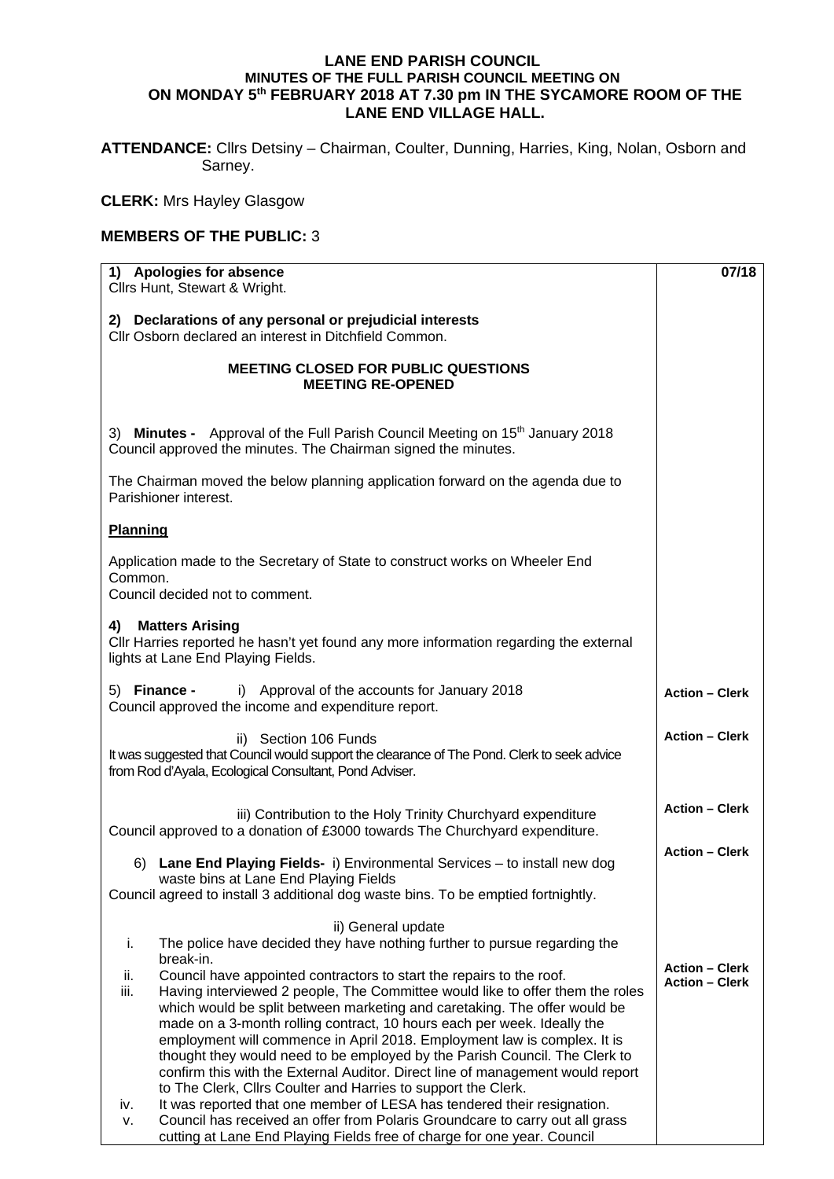# LANE END PARISH COUNCIL
## MINUTES OF THE FULL PARISH COUNCIL MEETING ON ON MONDAY 5th FEBRUARY 2018 AT 7.30 pm IN THE SYCAMORE ROOM OF THE LANE END VILLAGE HALL.

**ATTENDANCE:** Cllrs Detsiny – Chairman, Coulter, Dunning, Harries, King, Nolan, Osborn and Sarney.

**CLERK:** Mrs Hayley Glasgow

**MEMBERS OF THE PUBLIC:** 3

| | 07/18 |
|---|---|
| **1) Apologies for absence**<br>Cllrs Hunt, Stewart & Wright. | |
| **2) Declarations of any personal or prejudicial interests**<br>Cllr Osborn declared an interest in Ditchfield Common. | |
| **MEETING CLOSED FOR PUBLIC QUESTIONS**<br>**MEETING RE-OPENED** | |
| 3) **Minutes -** Approval of the Full Parish Council Meeting on 15th January 2018<br>Council approved the minutes. The Chairman signed the minutes. | |
| The Chairman moved the below planning application forward on the agenda due to Parishioner interest. | |
| **Planning** | |
| Application made to the Secretary of State to construct works on Wheeler End Common.<br>Council decided not to comment. | |
| **4) Matters Arising**<br>Cllr Harries reported he hasn't yet found any more information regarding the external lights at Lane End Playing Fields. | |
| 5) **Finance -** i) Approval of the accounts for January 2018<br>Council approved the income and expenditure report. | **Action – Clerk** |
| ii) Section 106 Funds<br>It was suggested that Council would support the clearance of The Pond. Clerk to seek advice from Rod d'Ayala, Ecological Consultant, Pond Adviser. | **Action – Clerk** |
| iii) Contribution to the Holy Trinity Churchyard expenditure<br>Council approved to a donation of £3000 towards The Churchyard expenditure. | **Action – Clerk** |
| 6) **Lane End Playing Fields-** i) Environmental Services – to install new dog waste bins at Lane End Playing Fields<br>Council agreed to install 3 additional dog waste bins. To be emptied fortnightly. | **Action – Clerk** |
| ii) General update<br>i. The police have decided they have nothing further to pursue regarding the break-in.<br>ii. Council have appointed contractors to start the repairs to the roof.<br>iii. Having interviewed 2 people, The Committee would like to offer them the roles which would be split between marketing and caretaking. The offer would be made on a 3-month rolling contract, 10 hours each per week. Ideally the employment will commence in April 2018. Employment law is complex. It is thought they would need to be employed by the Parish Council. The Clerk to confirm this with the External Auditor. Direct line of management would report to The Clerk, Cllrs Coulter and Harries to support the Clerk.<br>iv. It was reported that one member of LESA has tendered their resignation.<br>v. Council has received an offer from Polaris Groundcare to carry out all grass cutting at Lane End Playing Fields free of charge for one year. Council | **Action – Clerk**<br>**Action – Clerk** |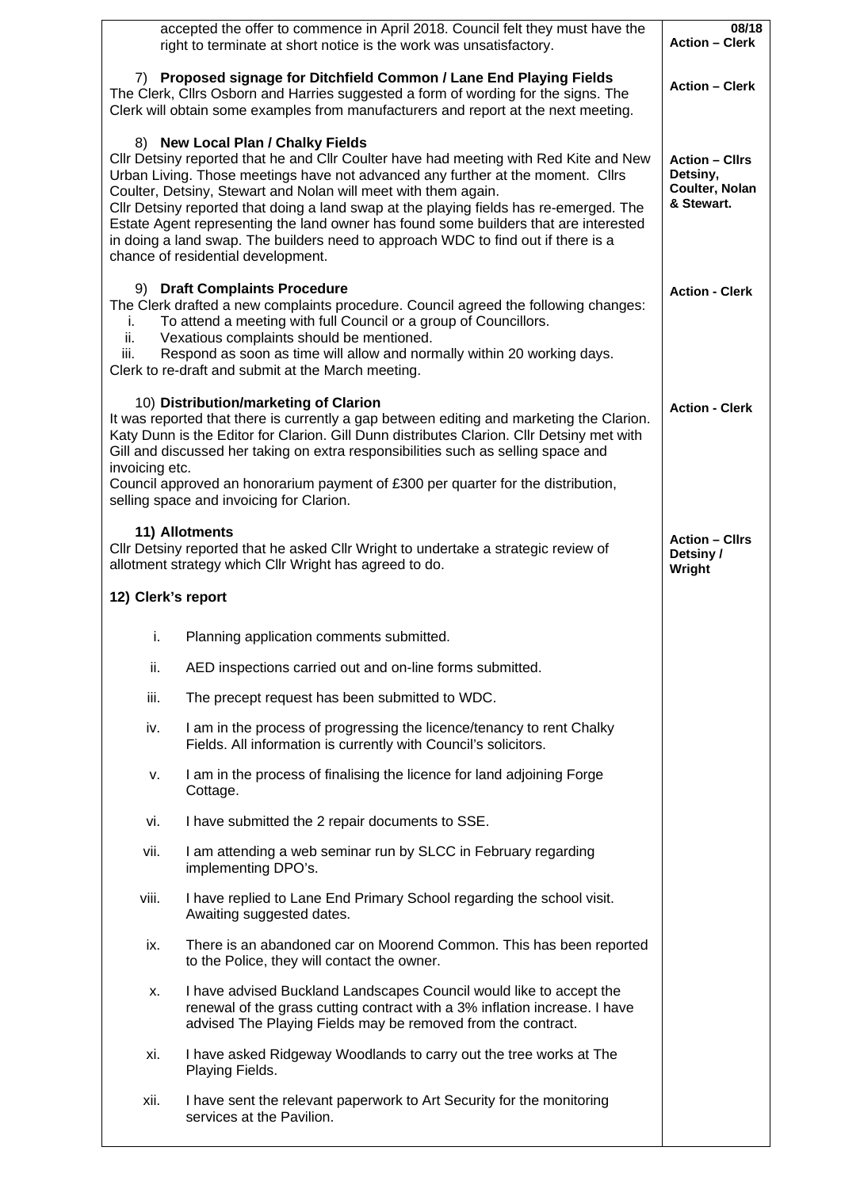| | |
|---|---|
| accepted the offer to commence in April 2018. Council felt they must have the right to terminate at short notice is the work was unsatisfactory. | **08/18 Action – Clerk** |
| **7) Proposed signage for Ditchfield Common / Lane End Playing Fields**<br>The Clerk, Cllrs Osborn and Harries suggested a form of wording for the signs. The Clerk will obtain some examples from manufacturers and report at the next meeting. | **Action – Clerk** |
| **8) New Local Plan / Chalky Fields**<br>Cllr Detsiny reported that he and Cllr Coulter have had meeting with Red Kite and New Urban Living. Those meetings have not advanced any further at the moment. Cllrs Coulter, Detsiny, Stewart and Nolan will meet with them again.<br>Cllr Detsiny reported that doing a land swap at the playing fields has re-emerged. The Estate Agent representing the land owner has found some builders that are interested in doing a land swap. The builders need to approach WDC to find out if there is a chance of residential development. | **Action – Cllrs Detsiny, Coulter, Nolan & Stewart.** |
| **9) Draft Complaints Procedure**<br>The Clerk drafted a new complaints procedure. Council agreed the following changes:<br>i. To attend a meeting with full Council or a group of Councillors.<br>ii. Vexatious complaints should be mentioned.<br>iii. Respond as soon as time will allow and normally within 20 working days.<br>Clerk to re-draft and submit at the March meeting. | **Action - Clerk** |
| **10) Distribution/marketing of Clarion**<br>It was reported that there is currently a gap between editing and marketing the Clarion. Katy Dunn is the Editor for Clarion. Gill Dunn distributes Clarion. Cllr Detsiny met with Gill and discussed her taking on extra responsibilities such as selling space and invoicing etc.<br>Council approved an honorarium payment of £300 per quarter for the distribution, selling space and invoicing for Clarion. | **Action - Clerk** |
| **11) Allotments**<br>Cllr Detsiny reported that he asked Cllr Wright to undertake a strategic review of allotment strategy which Cllr Wright has agreed to do. | **Action – Cllrs Detsiny / Wright** |
| **12) Clerk's report**<br>i. Planning application comments submitted.<br>ii. AED inspections carried out and on-line forms submitted.<br>iii. The precept request has been submitted to WDC.<br>iv. I am in the process of progressing the licence/tenancy to rent Chalky Fields. All information is currently with Council's solicitors.<br>v. I am in the process of finalising the licence for land adjoining Forge Cottage.<br>vi. I have submitted the 2 repair documents to SSE.<br>vii. I am attending a web seminar run by SLCC in February regarding implementing DPO's.<br>viii. I have replied to Lane End Primary School regarding the school visit. Awaiting suggested dates.<br>ix. There is an abandoned car on Moorend Common. This has been reported to the Police, they will contact the owner.<br>x. I have advised Buckland Landscapes Council would like to accept the renewal of the grass cutting contract with a 3% inflation increase. I have advised The Playing Fields may be removed from the contract.<br>xi. I have asked Ridgeway Woodlands to carry out the tree works at The Playing Fields.<br>xii. I have sent the relevant paperwork to Art Security for the monitoring services at the Pavilion. | |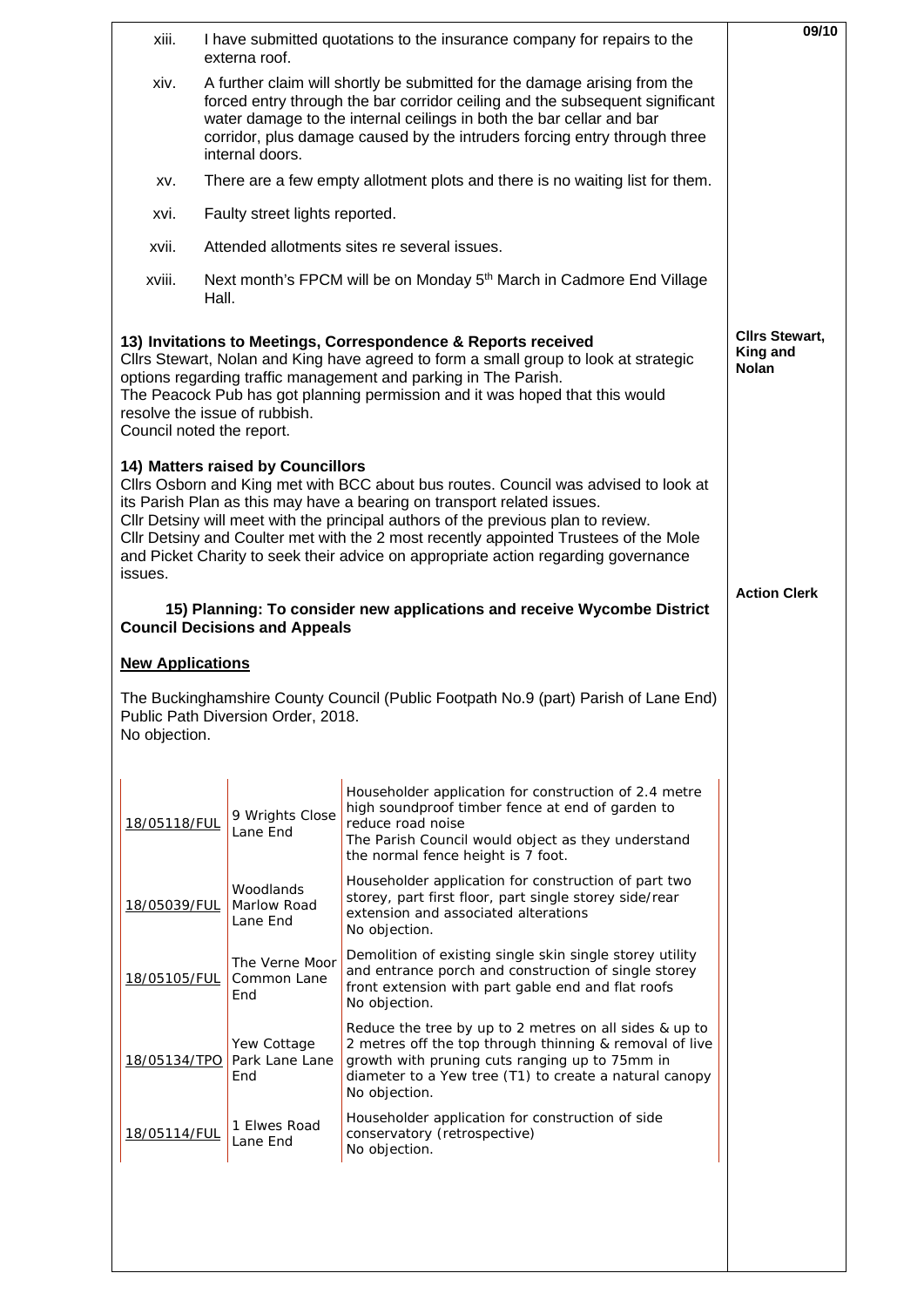xiii. I have submitted quotations to the insurance company for repairs to the externa roof.

xiv. A further claim will shortly be submitted for the damage arising from the forced entry through the bar corridor ceiling and the subsequent significant water damage to the internal ceilings in both the bar cellar and bar corridor, plus damage caused by the intruders forcing entry through three internal doors.

xv. There are a few empty allotment plots and there is no waiting list for them.

xvi. Faulty street lights reported.

xvii. Attended allotments sites re several issues.

xviii. Next month's FPCM will be on Monday 5th March in Cadmore End Village Hall.

**13) Invitations to Meetings, Correspondence & Reports received**

Cllrs Stewart, Nolan and King have agreed to form a small group to look at strategic options regarding traffic management and parking in The Parish.
The Peacock Pub has got planning permission and it was hoped that this would resolve the issue of rubbish.
Council noted the report.

**Cllrs Stewart, King and Nolan**

**14) Matters raised by Councillors**

Cllrs Osborn and King met with BCC about bus routes. Council was advised to look at its Parish Plan as this may have a bearing on transport related issues.
Cllr Detsiny will meet with the principal authors of the previous plan to review.
Cllr Detsiny and Coulter met with the 2 most recently appointed Trustees of the Mole and Picket Charity to seek their advice on appropriate action regarding governance issues.

**Action Clerk**

**15) Planning: To consider new applications and receive Wycombe District Council Decisions and Appeals**

**New Applications**

The Buckinghamshire County Council (Public Footpath No.9 (part) Parish of Lane End) Public Path Diversion Order, 2018.
No objection.

| | | |
|---|---|---|
| 18/05118/FUL | 9 Wrights Close Lane End | Householder application for construction of 2.4 metre high soundproof timber fence at end of garden to reduce road noise<br>The Parish Council would object as they understand the normal fence height is 7 foot. |
| 18/05039/FUL | Woodlands Marlow Road Lane End | Householder application for construction of part two storey, part first floor, part single storey side/rear extension and associated alterations<br>No objection. |
| 18/05105/FUL | The Verne Moor Common Lane End | Demolition of existing single skin single storey utility and entrance porch and construction of single storey front extension with part gable end and flat roofs<br>No objection. |
| 18/05134/TPO | Yew Cottage Park Lane Lane End | Reduce the tree by up to 2 metres on all sides & up to 2 metres off the top through thinning & removal of live growth with pruning cuts ranging up to 75mm in diameter to a Yew tree (T1) to create a natural canopy<br>No objection. |
| 18/05114/FUL | 1 Elwes Road Lane End | Householder application for construction of side conservatory (retrospective)<br>No objection. |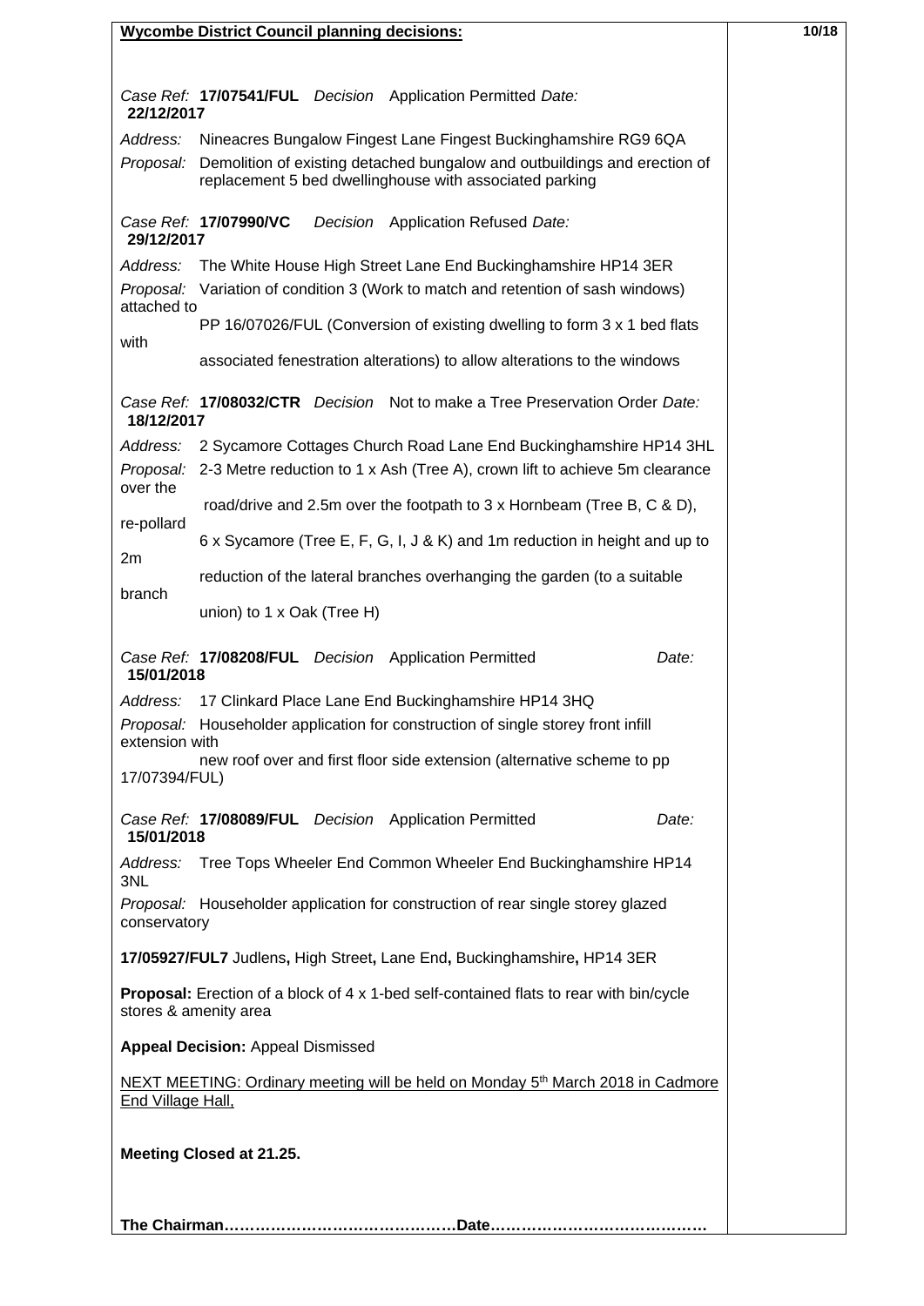**Wycombe District Council planning decisions:**

*Case Ref:* **17/07541/FUL** *Decision* Application Permitted *Date:* **22/12/2017**

*Address:* Nineacres Bungalow Fingest Lane Fingest Buckinghamshire RG9 6QA

*Proposal:* Demolition of existing detached bungalow and outbuildings and erection of replacement 5 bed dwellinghouse with associated parking

*Case Ref:* **17/07990/VC** *Decision* Application Refused *Date:* **29/12/2017**

*Address:* The White House High Street Lane End Buckinghamshire HP14 3ER

*Proposal:* Variation of condition 3 (Work to match and retention of sash windows) attached to PP 16/07026/FUL (Conversion of existing dwelling to form 3 x 1 bed flats with associated fenestration alterations) to allow alterations to the windows

*Case Ref:* **17/08032/CTR** *Decision* Not to make a Tree Preservation Order *Date:* **18/12/2017**

*Address:* 2 Sycamore Cottages Church Road Lane End Buckinghamshire HP14 3HL

*Proposal:* 2-3 Metre reduction to 1 x Ash (Tree A), crown lift to achieve 5m clearance over the road/drive and 2.5m over the footpath to 3 x Hornbeam (Tree B, C & D), re-pollard 6 x Sycamore (Tree E, F, G, I, J & K) and 1m reduction in height and up to 2m reduction of the lateral branches overhanging the garden (to a suitable branch union) to 1 x Oak (Tree H)

*Case Ref:* **17/08208/FUL** *Decision* Application Permitted *Date:* **15/01/2018**

*Address:* 17 Clinkard Place Lane End Buckinghamshire HP14 3HQ

*Proposal:* Householder application for construction of single storey front infill extension with new roof over and first floor side extension (alternative scheme to pp 17/07394/FUL)

*Case Ref:* **17/08089/FUL** *Decision* Application Permitted *Date:* **15/01/2018**

*Address:* Tree Tops Wheeler End Common Wheeler End Buckinghamshire HP14 3NL

*Proposal:* Householder application for construction of rear single storey glazed conservatory

**17/05927/FUL7** Judlens**,** High Street**,** Lane End**,** Buckinghamshire**,** HP14 3ER

**Proposal:** Erection of a block of 4 x 1-bed self-contained flats to rear with bin/cycle stores & amenity area

**Appeal Decision:** Appeal Dismissed

NEXT MEETING: Ordinary meeting will be held on Monday 5th March 2018 in Cadmore End Village Hall,

**Meeting Closed at 21.25.**

**The Chairman……………………………………Date……………………………………**